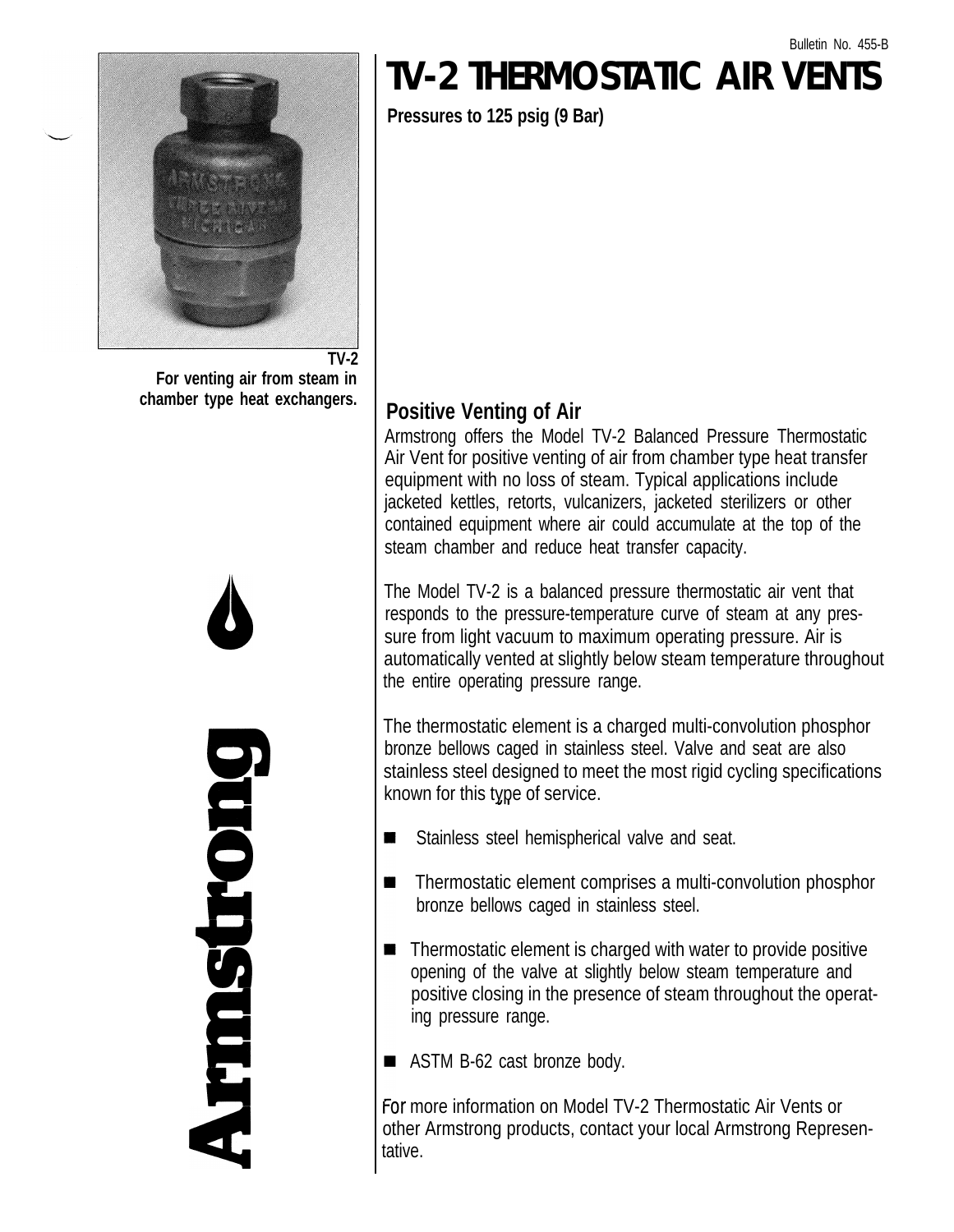Bulletin No. 455-B

# TV-2 THERMOSTATIC AIR VENTS

**Pressures to 125 psig (9 Bar)**

**TV-2**
**For venting air from steam in chamber type heat exchangers.**

## Positive Venting of Air

Armstrong offers the Model TV-2 Balanced Pressure Thermostatic Air Vent for positive venting of air from chamber type heat transfer equipment with no loss of steam. Typical applications include jacketed kettles, retorts, vulcanizers, jacketed sterilizers or other contained equipment where air could accumulate at the top of the steam chamber and reduce heat transfer capacity.

The Model TV-2 is a balanced pressure thermostatic air vent that responds to the pressure-temperature curve of steam at any pressure from light vacuum to maximum operating pressure. Air is automatically vented at slightly below steam temperature throughout the entire operating pressure range.

The thermostatic element is a charged multi-convolution phosphor bronze bellows caged in stainless steel. Valve and seat are also stainless steel designed to meet the most rigid cycling specifications known for this type of service.

- Stainless steel hemispherical valve and seat.
- Thermostatic element comprises a multi-convolution phosphor bronze bellows caged in stainless steel.
- Thermostatic element is charged with water to provide positive opening of the valve at slightly below steam temperature and positive closing in the presence of steam throughout the operating pressure range.
- ASTM B-62 cast bronze body.

For more information on Model TV-2 Thermostatic Air Vents or other Armstrong products, contact your local Armstrong Representative.

Armstrong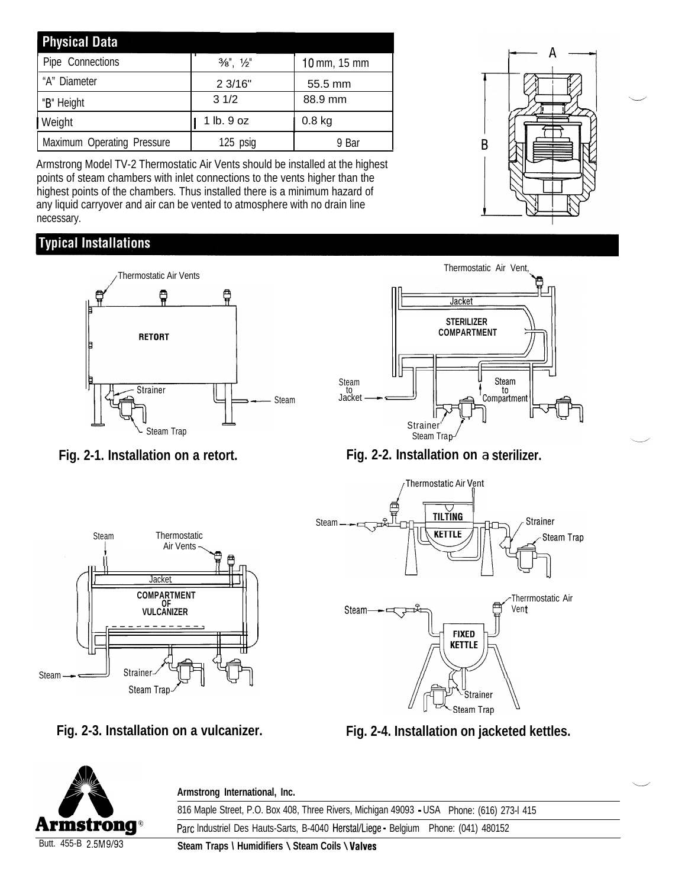## Physical Data

| | | |
|---|---|---|
| Pipe Connections | ⅜", ½" | 10 mm, 15 mm |
| "A" Diameter | 2 3/16" | 55.5 mm |
| "B" Height | 3 1/2 | 88.9 mm |
| Weight | 1 lb. 9 oz | 0.8 kg |
| Maximum Operating Pressure | 125 psig | 9 Bar |

Armstrong Model TV-2 Thermostatic Air Vents should be installed at the highest points of steam chambers with inlet connections to the vents higher than the highest points of the chambers. Thus installed there is a minimum hazard of any liquid carryover and air can be vented to atmosphere with no drain line necessary.

A

B

## Typical Installations

Thermostatic Air Vents

RETORT

Strainer

Steam

Steam Trap

**Fig. 2-1. Installation on a retort.**

Thermostatic Air Vent

Jacket

STERILIZER COMPARTMENT

Steam to Jacket

Steam to Compartment

Strainer

Steam Trap

**Fig. 2-2. Installation on a sterilizer.**

Steam

Thermostatic Air Vents

Jacket

COMPARTMENT OF VULCANIZER

Steam

Strainer

Steam Trap

**Fig. 2-3. Installation on a vulcanizer.**

Thermostatic Air Vent

Steam

TILTING KETTLE

Strainer

Steam Trap

Steam

Therrmostatic Air Vent

FIXED KETTLE

Strainer

Steam Trap

**Fig. 2-4. Installation on jacketed kettles.**

Armstrong®

Butt. 455-B 2.5M9/93

**Armstrong International, Inc.**

816 Maple Street, P.O. Box 408, Three Rivers, Michigan 49093 - USA Phone: (616) 273-l 415

Parc Industriel Des Hauts-Sarts, B-4040 Herstal/Liege - Belgium Phone: (041) 480152

**Steam Traps \ Humidifiers \ Steam Coils \ Valves**